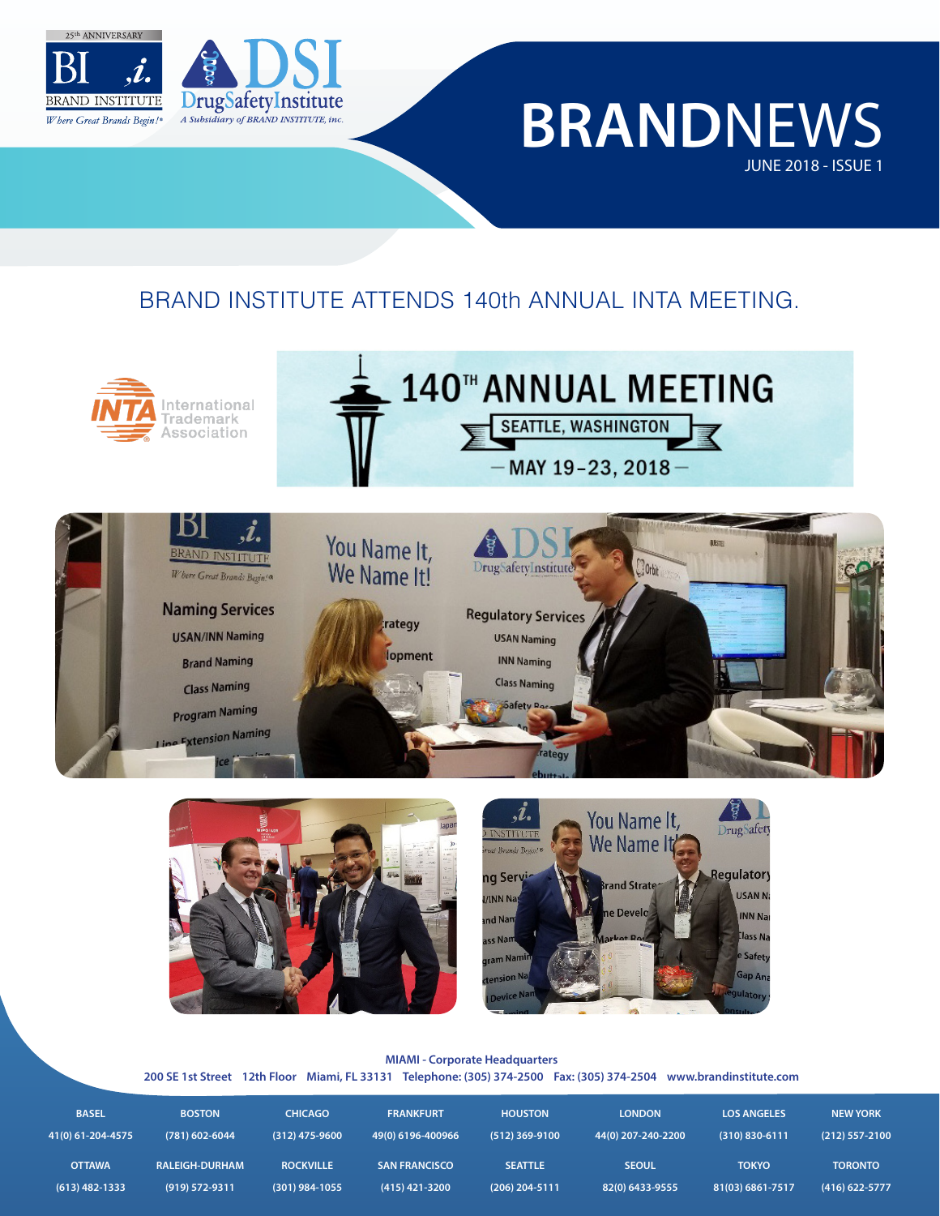# BRANDNEWS

JUNE 2018 - ISSUE 1

## BRAND INSTITUTE ATTENDS 140th ANNUAL INTA MEETING.

**MIAMI - Corporate Headquarters**

**200 SE 1st Street 12th Floor Miami, FL 33131 Telephone: (305) 374-2500 Fax: (305) 374-2504 www.brandinstitute.com**

| BASEL | BOSTON | CHICAGO | FRANKFURT | HOUSTON | LONDON | LOS ANGELES | NEW YORK |
|---|---|---|---|---|---|---|---|
| 41(0) 61-204-4575 | (781) 602-6044 | (312) 475-9600 | 49(0) 6196-400966 | (512) 369-9100 | 44(0) 207-240-2200 | (310) 830-6111 | (212) 557-2100 |
| **OTTAWA** | **RALEIGH-DURHAM** | **ROCKVILLE** | **SAN FRANCISCO** | **SEATTLE** | **SEOUL** | **TOKYO** | **TORONTO** |
| (613) 482-1333 | (919) 572-9311 | (301) 984-1055 | (415) 421-3200 | (206) 204-5111 | 82(0) 6433-9555 | 81(03) 6861-7517 | (416) 622-5777 |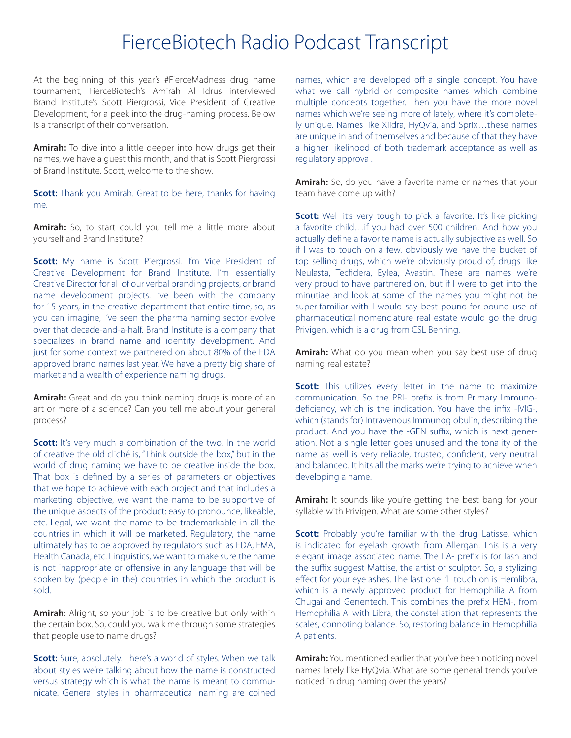# FierceBiotech Radio Podcast Transcript

At the beginning of this year's #FierceMadness drug name tournament, FierceBiotech's Amirah Al Idrus interviewed Brand Institute's Scott Piergrossi, Vice President of Creative Development, for a peek into the drug-naming process. Below is a transcript of their conversation.

**Amirah:** To dive into a little deeper into how drugs get their names, we have a guest this month, and that is Scott Piergrossi of Brand Institute. Scott, welcome to the show.

**Scott:** Thank you Amirah. Great to be here, thanks for having me.

**Amirah:** So, to start could you tell me a little more about yourself and Brand Institute?

**Scott:** My name is Scott Piergrossi. I'm Vice President of Creative Development for Brand Institute. I'm essentially Creative Director for all of our verbal branding projects, or brand name development projects. I've been with the company for 15 years, in the creative department that entire time, so, as you can imagine, I've seen the pharma naming sector evolve over that decade-and-a-half. Brand Institute is a company that specializes in brand name and identity development. And just for some context we partnered on about 80% of the FDA approved brand names last year. We have a pretty big share of market and a wealth of experience naming drugs.

**Amirah:** Great and do you think naming drugs is more of an art or more of a science? Can you tell me about your general process?

**Scott:** It's very much a combination of the two. In the world of creative the old cliché is, "Think outside the box," but in the world of drug naming we have to be creative inside the box. That box is defined by a series of parameters or objectives that we hope to achieve with each project and that includes a marketing objective, we want the name to be supportive of the unique aspects of the product: easy to pronounce, likeable, etc. Legal, we want the name to be trademarkable in all the countries in which it will be marketed. Regulatory, the name ultimately has to be approved by regulators such as FDA, EMA, Health Canada, etc. Linguistics, we want to make sure the name is not inappropriate or offensive in any language that will be spoken by (people in the) countries in which the product is sold.

**Amirah**: Alright, so your job is to be creative but only within the certain box. So, could you walk me through some strategies that people use to name drugs?

**Scott:** Sure, absolutely. There's a world of styles. When we talk about styles we're talking about how the name is constructed versus strategy which is what the name is meant to communicate. General styles in pharmaceutical naming are coined names, which are developed off a single concept. You have what we call hybrid or composite names which combine multiple concepts together. Then you have the more novel names which we're seeing more of lately, where it's completely unique. Names like Xiidra, HyQvia, and Sprix…these names are unique in and of themselves and because of that they have a higher likelihood of both trademark acceptance as well as regulatory approval.

**Amirah:** So, do you have a favorite name or names that your team have come up with?

**Scott:** Well it's very tough to pick a favorite. It's like picking a favorite child…if you had over 500 children. And how you actually define a favorite name is actually subjective as well. So if I was to touch on a few, obviously we have the bucket of top selling drugs, which we're obviously proud of, drugs like Neulasta, Tecfidera, Eylea, Avastin. These are names we're very proud to have partnered on, but if I were to get into the minutiae and look at some of the names you might not be super-familiar with I would say best pound-for-pound use of pharmaceutical nomenclature real estate would go the drug Privigen, which is a drug from CSL Behring.

**Amirah:** What do you mean when you say best use of drug naming real estate?

**Scott:** This utilizes every letter in the name to maximize communication. So the PRI- prefix is from Primary Immunodeficiency, which is the indication. You have the infix -IVIG-, which (stands for) Intravenous Immunoglobulin, describing the product. And you have the -GEN suffix, which is next generation. Not a single letter goes unused and the tonality of the name as well is very reliable, trusted, confident, very neutral and balanced. It hits all the marks we're trying to achieve when developing a name.

**Amirah:** It sounds like you're getting the best bang for your syllable with Privigen. What are some other styles?

**Scott:** Probably you're familiar with the drug Latisse, which is indicated for eyelash growth from Allergan. This is a very elegant image associated name. The LA- prefix is for lash and the suffix suggest Mattise, the artist or sculptor. So, a stylizing effect for your eyelashes. The last one I'll touch on is Hemlibra, which is a newly approved product for Hemophilia A from Chugai and Genentech. This combines the prefix HEM-, from Hemophilia A, with Libra, the constellation that represents the scales, connoting balance. So, restoring balance in Hemophilia A patients.

**Amirah:** You mentioned earlier that you've been noticing novel names lately like HyQvia. What are some general trends you've noticed in drug naming over the years?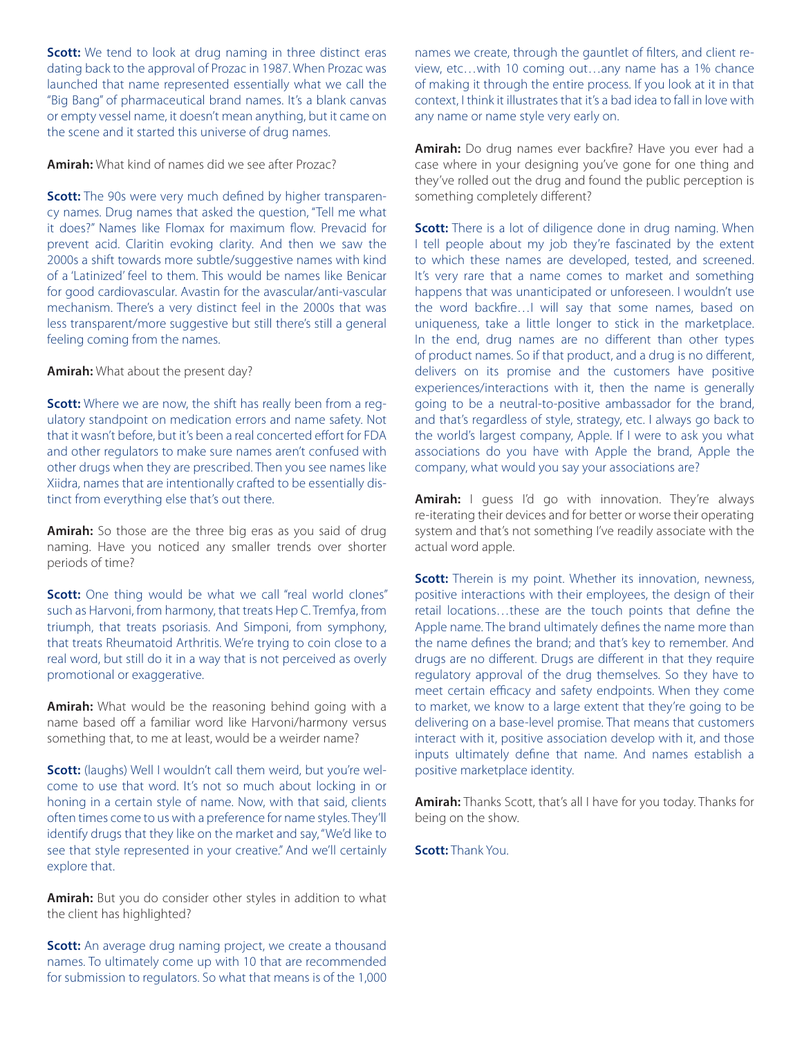**Scott:** We tend to look at drug naming in three distinct eras dating back to the approval of Prozac in 1987. When Prozac was launched that name represented essentially what we call the "Big Bang" of pharmaceutical brand names. It's a blank canvas or empty vessel name, it doesn't mean anything, but it came on the scene and it started this universe of drug names.

**Amirah:** What kind of names did we see after Prozac?

**Scott:** The 90s were very much defined by higher transparency names. Drug names that asked the question, "Tell me what it does?" Names like Flomax for maximum flow. Prevacid for prevent acid. Claritin evoking clarity. And then we saw the 2000s a shift towards more subtle/suggestive names with kind of a 'Latinized' feel to them. This would be names like Benicar for good cardiovascular. Avastin for the avascular/anti-vascular mechanism. There's a very distinct feel in the 2000s that was less transparent/more suggestive but still there's still a general feeling coming from the names.

**Amirah:** What about the present day?

**Scott:** Where we are now, the shift has really been from a regulatory standpoint on medication errors and name safety. Not that it wasn't before, but it's been a real concerted effort for FDA and other regulators to make sure names aren't confused with other drugs when they are prescribed. Then you see names like Xiidra, names that are intentionally crafted to be essentially distinct from everything else that's out there.

**Amirah:** So those are the three big eras as you said of drug naming. Have you noticed any smaller trends over shorter periods of time?

**Scott:** One thing would be what we call "real world clones" such as Harvoni, from harmony, that treats Hep C. Tremfya, from triumph, that treats psoriasis. And Simponi, from symphony, that treats Rheumatoid Arthritis. We're trying to coin close to a real word, but still do it in a way that is not perceived as overly promotional or exaggerative.

**Amirah:** What would be the reasoning behind going with a name based off a familiar word like Harvoni/harmony versus something that, to me at least, would be a weirder name?

**Scott:** (laughs) Well I wouldn't call them weird, but you're welcome to use that word. It's not so much about locking in or honing in a certain style of name. Now, with that said, clients often times come to us with a preference for name styles. They'll identify drugs that they like on the market and say, "We'd like to see that style represented in your creative." And we'll certainly explore that.

**Amirah:** But you do consider other styles in addition to what the client has highlighted?

**Scott:** An average drug naming project, we create a thousand names. To ultimately come up with 10 that are recommended for submission to regulators. So what that means is of the 1,000 names we create, through the gauntlet of filters, and client review, etc…with 10 coming out…any name has a 1% chance of making it through the entire process. If you look at it in that context, I think it illustrates that it's a bad idea to fall in love with any name or name style very early on.

**Amirah:** Do drug names ever backfire? Have you ever had a case where in your designing you've gone for one thing and they've rolled out the drug and found the public perception is something completely different?

**Scott:** There is a lot of diligence done in drug naming. When I tell people about my job they're fascinated by the extent to which these names are developed, tested, and screened. It's very rare that a name comes to market and something happens that was unanticipated or unforeseen. I wouldn't use the word backfire…I will say that some names, based on uniqueness, take a little longer to stick in the marketplace. In the end, drug names are no different than other types of product names. So if that product, and a drug is no different, delivers on its promise and the customers have positive experiences/interactions with it, then the name is generally going to be a neutral-to-positive ambassador for the brand, and that's regardless of style, strategy, etc. I always go back to the world's largest company, Apple. If I were to ask you what associations do you have with Apple the brand, Apple the company, what would you say your associations are?

**Amirah:** I guess I'd go with innovation. They're always re-iterating their devices and for better or worse their operating system and that's not something I've readily associate with the actual word apple.

**Scott:** Therein is my point. Whether its innovation, newness, positive interactions with their employees, the design of their retail locations…these are the touch points that define the Apple name. The brand ultimately defines the name more than the name defines the brand; and that's key to remember. And drugs are no different. Drugs are different in that they require regulatory approval of the drug themselves. So they have to meet certain efficacy and safety endpoints. When they come to market, we know to a large extent that they're going to be delivering on a base-level promise. That means that customers interact with it, positive association develop with it, and those inputs ultimately define that name. And names establish a positive marketplace identity.

**Amirah:** Thanks Scott, that's all I have for you today. Thanks for being on the show.

**Scott:** Thank You.